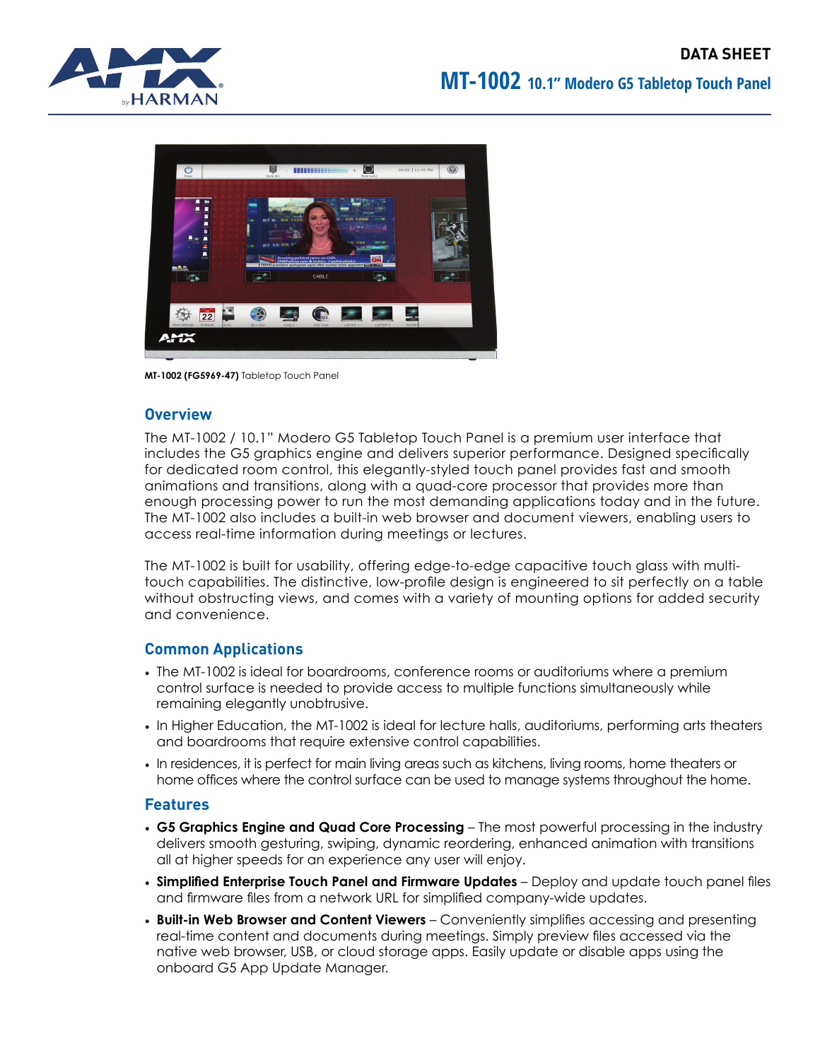DATA SHEET

# MT-1002 10.1" Modero G5 Tabletop Touch Panel

**MT-1002 (FG5969-47)** Tabletop Touch Panel

## Overview

The MT-1002 / 10.1" Modero G5 Tabletop Touch Panel is a premium user interface that includes the G5 graphics engine and delivers superior performance. Designed specifically for dedicated room control, this elegantly-styled touch panel provides fast and smooth animations and transitions, along with a quad-core processor that provides more than enough processing power to run the most demanding applications today and in the future. The MT-1002 also includes a built-in web browser and document viewers, enabling users to access real-time information during meetings or lectures.

The MT-1002 is built for usability, offering edge-to-edge capacitive touch glass with multi-touch capabilities. The distinctive, low-profile design is engineered to sit perfectly on a table without obstructing views, and comes with a variety of mounting options for added security and convenience.

## Common Applications

- The MT-1002 is ideal for boardrooms, conference rooms or auditoriums where a premium control surface is needed to provide access to multiple functions simultaneously while remaining elegantly unobtrusive.
- In Higher Education, the MT-1002 is ideal for lecture halls, auditoriums, performing arts theaters and boardrooms that require extensive control capabilities.
- In residences, it is perfect for main living areas such as kitchens, living rooms, home theaters or home offices where the control surface can be used to manage systems throughout the home.

## Features

- **G5 Graphics Engine and Quad Core Processing** – The most powerful processing in the industry delivers smooth gesturing, swiping, dynamic reordering, enhanced animation with transitions all at higher speeds for an experience any user will enjoy.
- **Simplified Enterprise Touch Panel and Firmware Updates** – Deploy and update touch panel files and firmware files from a network URL for simplified company-wide updates.
- **Built-in Web Browser and Content Viewers** – Conveniently simplifies accessing and presenting real-time content and documents during meetings. Simply preview files accessed via the native web browser, USB, or cloud storage apps. Easily update or disable apps using the onboard G5 App Update Manager.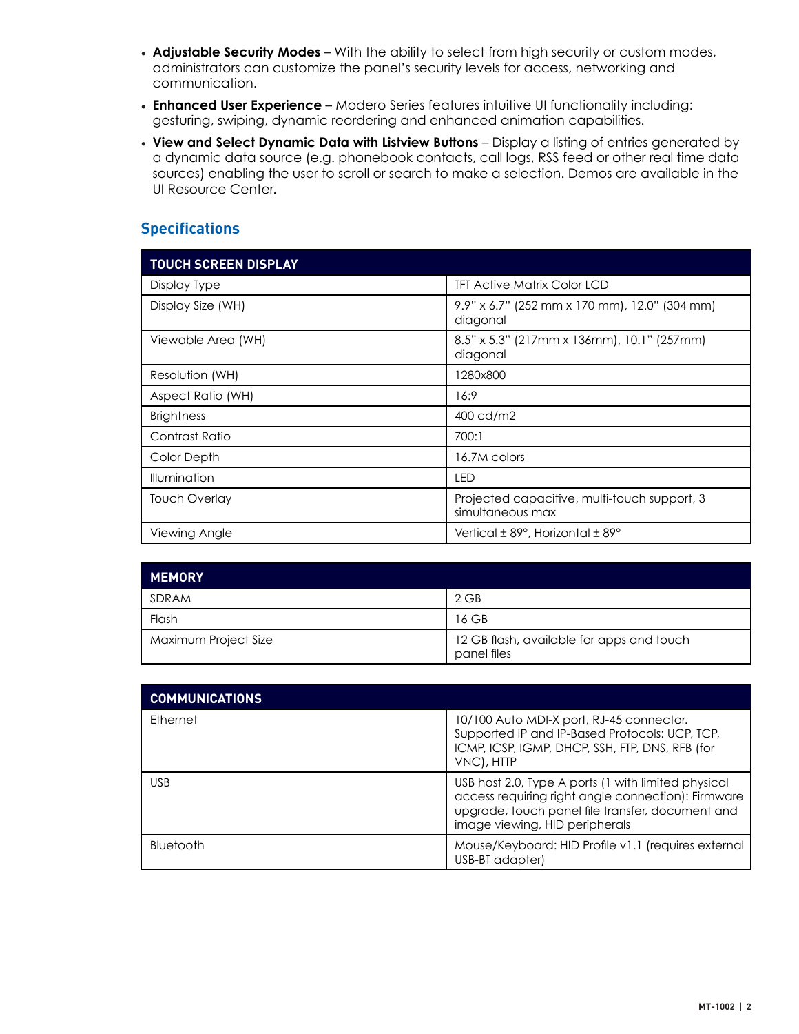- **Adjustable Security Modes** – With the ability to select from high security or custom modes, administrators can customize the panel's security levels for access, networking and communication.
- **Enhanced User Experience** – Modero Series features intuitive UI functionality including: gesturing, swiping, dynamic reordering and enhanced animation capabilities.
- **View and Select Dynamic Data with Listview Buttons** – Display a listing of entries generated by a dynamic data source (e.g. phonebook contacts, call logs, RSS feed or other real time data sources) enabling the user to scroll or search to make a selection. Demos are available in the UI Resource Center.

## Specifications

| TOUCH SCREEN DISPLAY | |
|---|---|
| Display Type | TFT Active Matrix Color LCD |
| Display Size (WH) | 9.9" x 6.7" (252 mm x 170 mm), 12.0" (304 mm) diagonal |
| Viewable Area (WH) | 8.5" x 5.3" (217mm x 136mm), 10.1" (257mm) diagonal |
| Resolution (WH) | 1280x800 |
| Aspect Ratio (WH) | 16:9 |
| Brightness | 400 cd/m2 |
| Contrast Ratio | 700:1 |
| Color Depth | 16.7M colors |
| Illumination | LED |
| Touch Overlay | Projected capacitive, multi-touch support, 3 simultaneous max |
| Viewing Angle | Vertical ± 89°, Horizontal ± 89° |

| MEMORY | |
|---|---|
| SDRAM | 2 GB |
| Flash | 16 GB |
| Maximum Project Size | 12 GB flash, available for apps and touch panel files |

| COMMUNICATIONS | |
|---|---|
| Ethernet | 10/100 Auto MDI-X port, RJ-45 connector. Supported IP and IP-Based Protocols: UCP, TCP, ICMP, ICSP, IGMP, DHCP, SSH, FTP, DNS, RFB (for VNC), HTTP |
| USB | USB host 2.0, Type A ports (1 with limited physical access requiring right angle connection): Firmware upgrade, touch panel file transfer, document and image viewing, HID peripherals |
| Bluetooth | Mouse/Keyboard: HID Profile v1.1 (requires external USB-BT adapter) |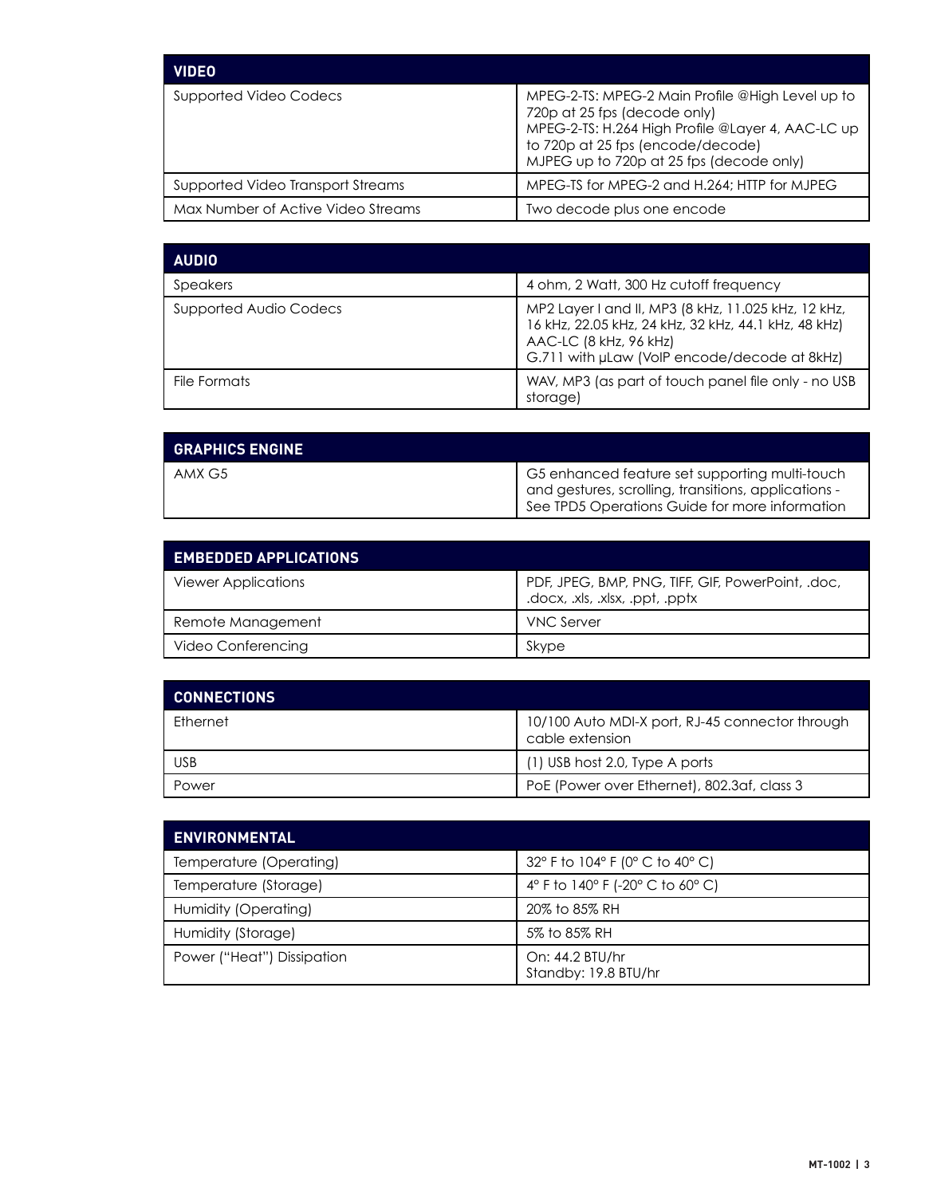| VIDEO | |
|---|---|
| Supported Video Codecs | MPEG-2-TS: MPEG-2 Main Profile @High Level up to 720p at 25 fps (decode only)<br>MPEG-2-TS: H.264 High Profile @Layer 4, AAC-LC up to 720p at 25 fps (encode/decode)<br>MJPEG up to 720p at 25 fps (decode only) |
| Supported Video Transport Streams | MPEG-TS for MPEG-2 and H.264; HTTP for MJPEG |
| Max Number of Active Video Streams | Two decode plus one encode |

| AUDIO | |
|---|---|
| Speakers | 4 ohm, 2 Watt, 300 Hz cutoff frequency |
| Supported Audio Codecs | MP2 Layer I and II, MP3 (8 kHz, 11.025 kHz, 12 kHz, 16 kHz, 22.05 kHz, 24 kHz, 32 kHz, 44.1 kHz, 48 kHz)<br>AAC-LC (8 kHz, 96 kHz)<br>G.711 with µLaw (VoIP encode/decode at 8kHz) |
| File Formats | WAV, MP3 (as part of touch panel file only - no USB storage) |

| GRAPHICS ENGINE | |
|---|---|
| AMX G5 | G5 enhanced feature set supporting multi-touch and gestures, scrolling, transitions, applications - See TPD5 Operations Guide for more information |

| EMBEDDED APPLICATIONS | |
|---|---|
| Viewer Applications | PDF, JPEG, BMP, PNG, TIFF, GIF, PowerPoint, .doc, .docx, .xls, .xlsx, .ppt, .pptx |
| Remote Management | VNC Server |
| Video Conferencing | Skype |

| CONNECTIONS | |
|---|---|
| Ethernet | 10/100 Auto MDI-X port, RJ-45 connector through cable extension |
| USB | (1) USB host 2.0, Type A ports |
| Power | PoE (Power over Ethernet), 802.3af, class 3 |

| ENVIRONMENTAL | |
|---|---|
| Temperature (Operating) | 32° F to 104° F (0° C to 40° C) |
| Temperature (Storage) | 4° F to 140° F (-20° C to 60° C) |
| Humidity (Operating) | 20% to 85% RH |
| Humidity (Storage) | 5% to 85% RH |
| Power ("Heat") Dissipation | On: 44.2 BTU/hr<br>Standby: 19.8 BTU/hr |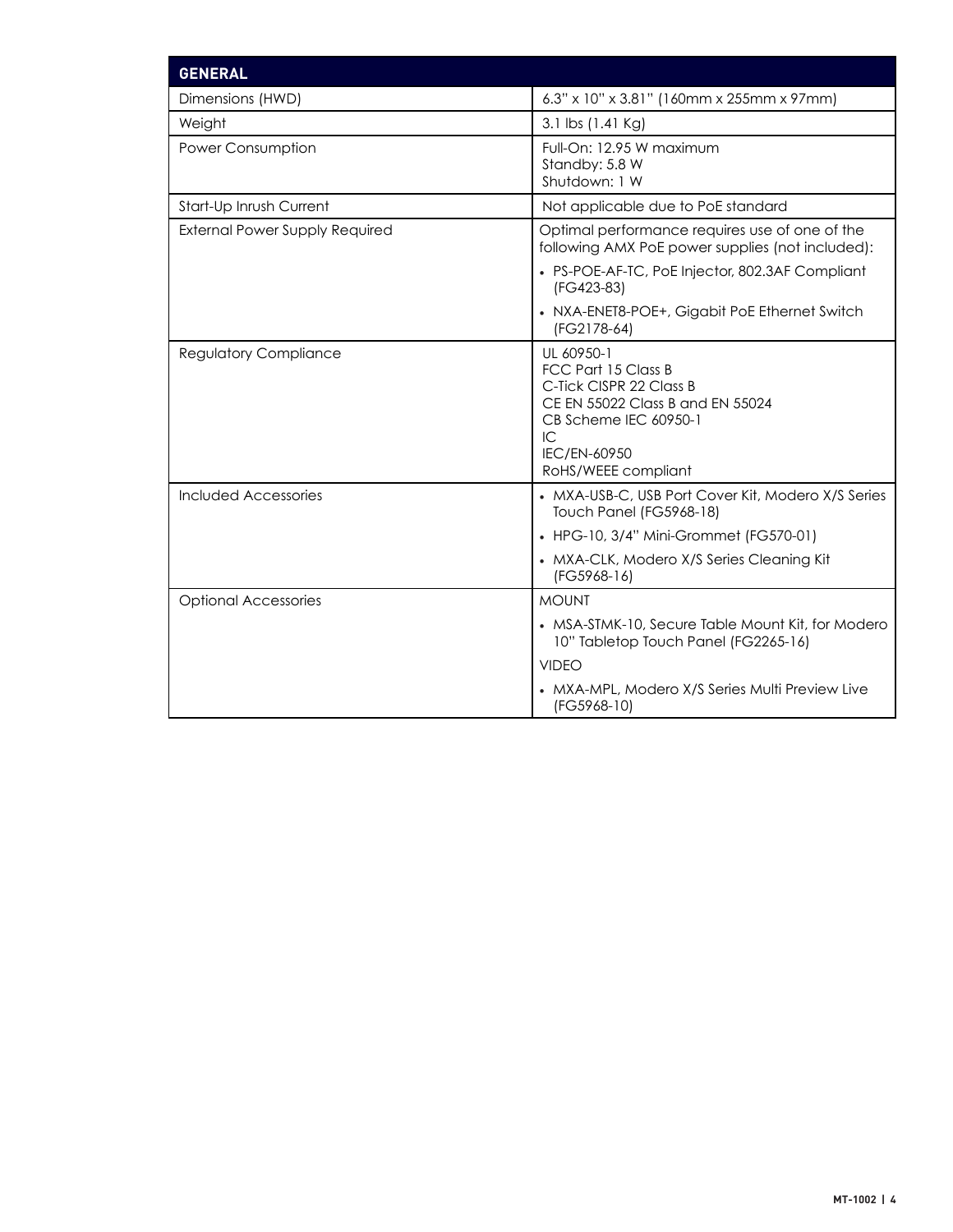| GENERAL | |
|---|---|
| Dimensions (HWD) | 6.3" x 10" x 3.81" (160mm x 255mm x 97mm) |
| Weight | 3.1 lbs (1.41 Kg) |
| Power Consumption | Full-On: 12.95 W maximum<br>Standby: 5.8 W<br>Shutdown: 1 W |
| Start-Up Inrush Current | Not applicable due to PoE standard |
| External Power Supply Required | Optimal performance requires use of one of the following AMX PoE power supplies (not included):<br>• PS-POE-AF-TC, PoE Injector, 802.3AF Compliant (FG423-83)<br>• NXA-ENET8-POE+, Gigabit PoE Ethernet Switch (FG2178-64) |
| Regulatory Compliance | UL 60950-1<br>FCC Part 15 Class B<br>C-Tick CISPR 22 Class B<br>CE EN 55022 Class B and EN 55024<br>CB Scheme IEC 60950-1<br>IC<br>IEC/EN-60950<br>RoHS/WEEE compliant |
| Included Accessories | • MXA-USB-C, USB Port Cover Kit, Modero X/S Series Touch Panel (FG5968-18)<br>• HPG-10, 3/4" Mini-Grommet (FG570-01)<br>• MXA-CLK, Modero X/S Series Cleaning Kit (FG5968-16) |
| Optional Accessories | MOUNT<br>• MSA-STMK-10, Secure Table Mount Kit, for Modero 10" Tabletop Touch Panel (FG2265-16)<br>VIDEO<br>• MXA-MPL, Modero X/S Series Multi Preview Live (FG5968-10) |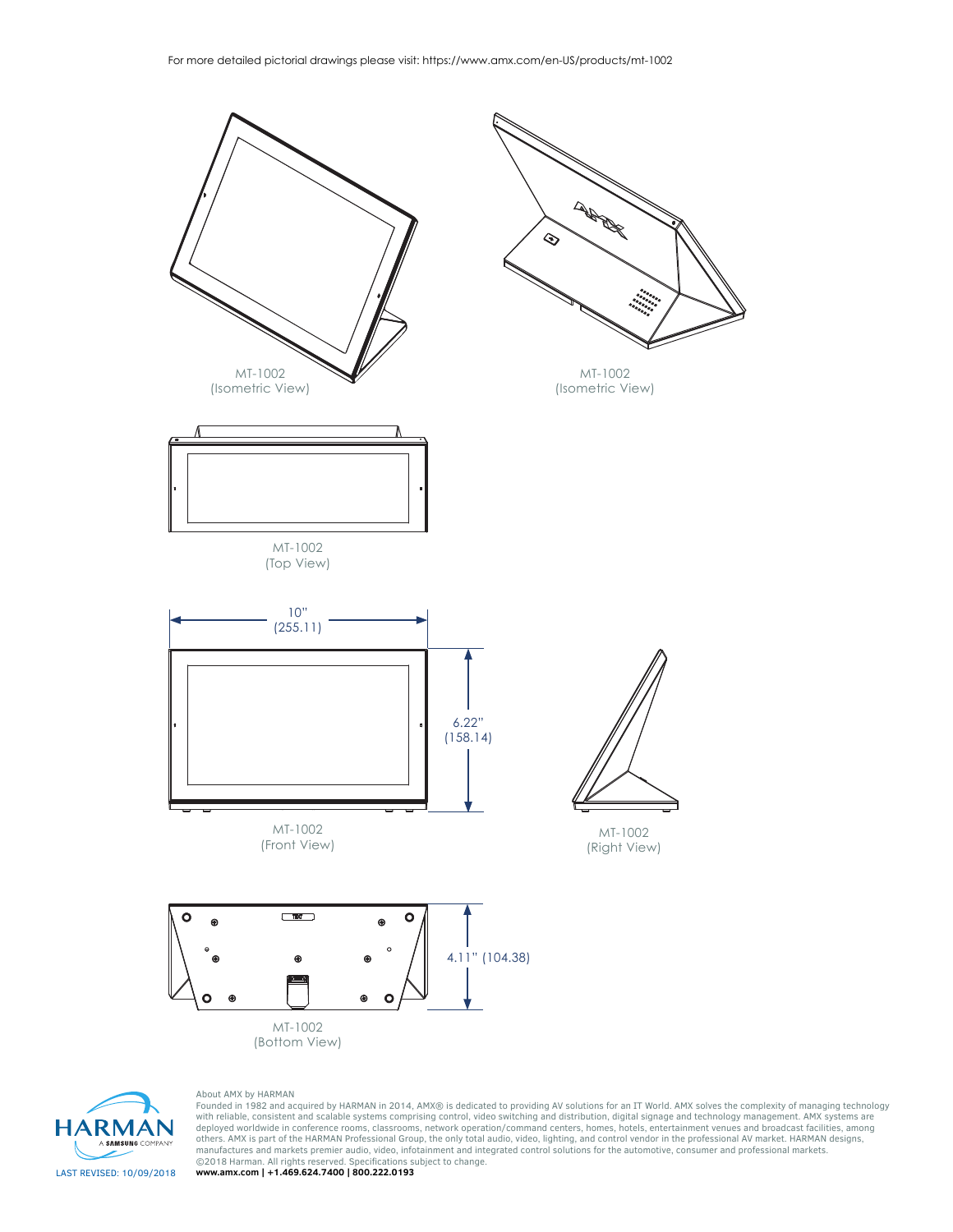For more detailed pictorial drawings please visit: https://www.amx.com/en-US/products/mt-1002

MT-1002
(Isometric View)

MT-1002
(Isometric View)

MT-1002
(Top View)

10"
(255.11)

6.22"
(158.14)

MT-1002
(Front View)

MT-1002
(Right View)

4.11" (104.38)

MT-1002
(Bottom View)

LAST REVISED: 10/09/2018

About AMX by HARMAN
Founded in 1982 and acquired by HARMAN in 2014, AMX® is dedicated to providing AV solutions for an IT World. AMX solves the complexity of managing technology with reliable, consistent and scalable systems comprising control, video switching and distribution, digital signage and technology management. AMX systems are deployed worldwide in conference rooms, classrooms, network operation/command centers, homes, hotels, entertainment venues and broadcast facilities, among others. AMX is part of the HARMAN Professional Group, the only total audio, video, lighting, and control vendor in the professional AV market. HARMAN designs, manufactures and markets premier audio, video, infotainment and integrated control solutions for the automotive, consumer and professional markets.
©2018 Harman. All rights reserved. Specifications subject to change.
**www.amx.com | +1.469.624.7400 | 800.222.0193**